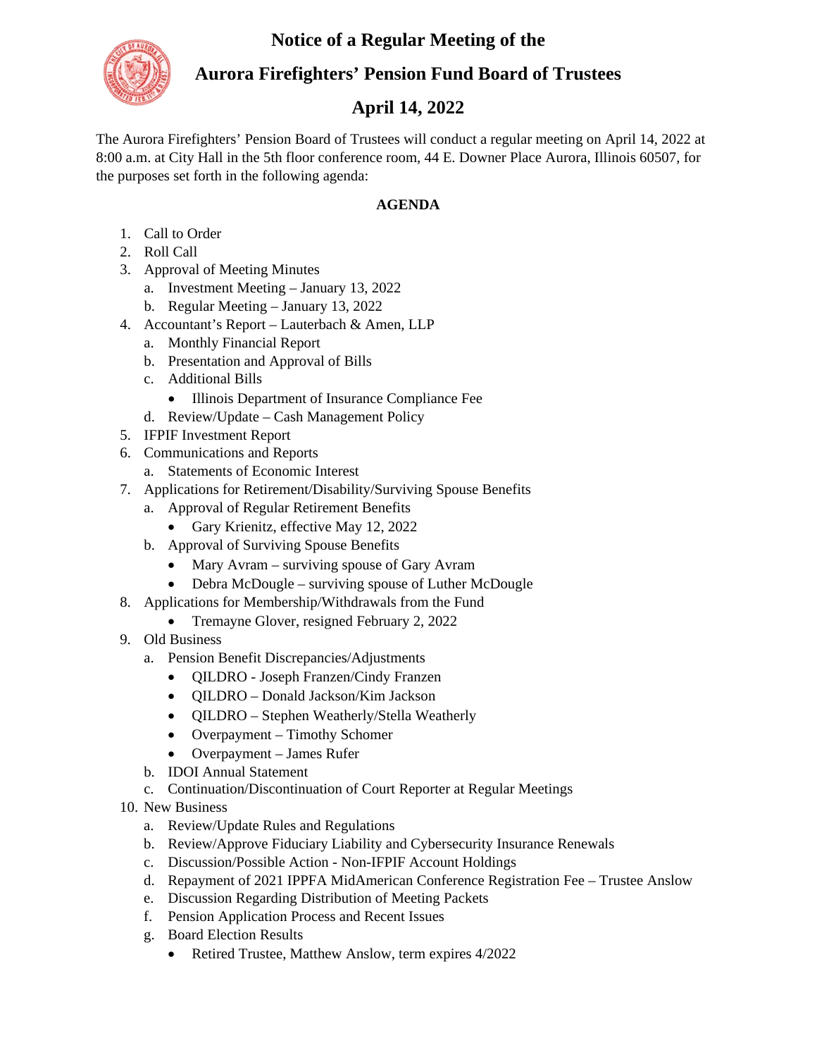# Notice of a Regular Meeting of the

# Aurora Firefighters' Pension Fund Board of Trustees

# April 14, 2022

The Aurora Firefighters' Pension Board of Trustees will conduct a regular meeting on April 14, 2022 at 8:00 a.m. at City Hall in the 5th floor conference room, 44 E. Downer Place Aurora, Illinois 60507, for the purposes set forth in the following agenda:

**AGENDA**

1. Call to Order
2. Roll Call
3. Approval of Meeting Minutes
   a. Investment Meeting – January 13, 2022
   b. Regular Meeting – January 13, 2022
4. Accountant's Report – Lauterbach & Amen, LLP
   a. Monthly Financial Report
   b. Presentation and Approval of Bills
   c. Additional Bills
      - Illinois Department of Insurance Compliance Fee
   d. Review/Update – Cash Management Policy
5. IFPIF Investment Report
6. Communications and Reports
   a. Statements of Economic Interest
7. Applications for Retirement/Disability/Surviving Spouse Benefits
   a. Approval of Regular Retirement Benefits
      - Gary Krienitz, effective May 12, 2022
   b. Approval of Surviving Spouse Benefits
      - Mary Avram – surviving spouse of Gary Avram
      - Debra McDougle – surviving spouse of Luther McDougle
8. Applications for Membership/Withdrawals from the Fund
   - Tremayne Glover, resigned February 2, 2022
9. Old Business
   a. Pension Benefit Discrepancies/Adjustments
      - QILDRO - Joseph Franzen/Cindy Franzen
      - QILDRO – Donald Jackson/Kim Jackson
      - QILDRO – Stephen Weatherly/Stella Weatherly
      - Overpayment – Timothy Schomer
      - Overpayment – James Rufer
   b. IDOI Annual Statement
   c. Continuation/Discontinuation of Court Reporter at Regular Meetings
10. New Business
    a. Review/Update Rules and Regulations
    b. Review/Approve Fiduciary Liability and Cybersecurity Insurance Renewals
    c. Discussion/Possible Action - Non-IFPIF Account Holdings
    d. Repayment of 2021 IPPFA MidAmerican Conference Registration Fee – Trustee Anslow
    e. Discussion Regarding Distribution of Meeting Packets
    f. Pension Application Process and Recent Issues
    g. Board Election Results
       - Retired Trustee, Matthew Anslow, term expires 4/2022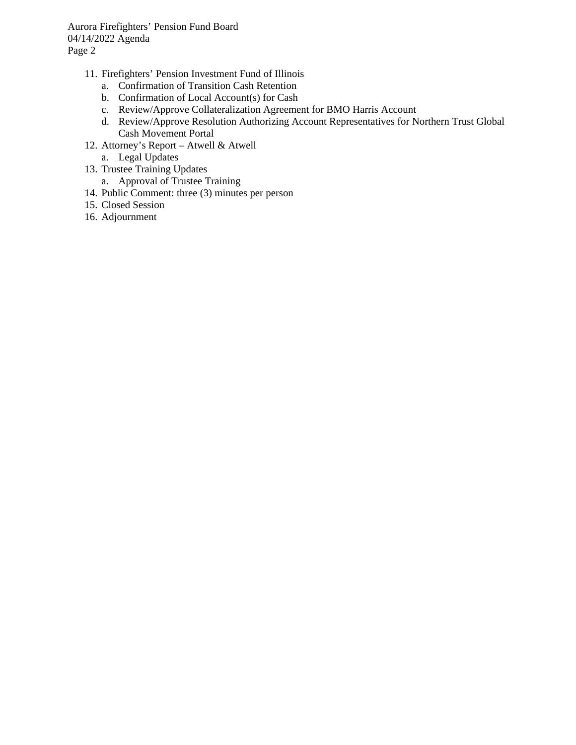11. Firefighters’ Pension Investment Fund of Illinois
    a. Confirmation of Transition Cash Retention
    b. Confirmation of Local Account(s) for Cash
    c. Review/Approve Collateralization Agreement for BMO Harris Account
    d. Review/Approve Resolution Authorizing Account Representatives for Northern Trust Global Cash Movement Portal
12. Attorney’s Report – Atwell & Atwell
    a. Legal Updates
13. Trustee Training Updates
    a. Approval of Trustee Training
14. Public Comment: three (3) minutes per person
15. Closed Session
16. Adjournment